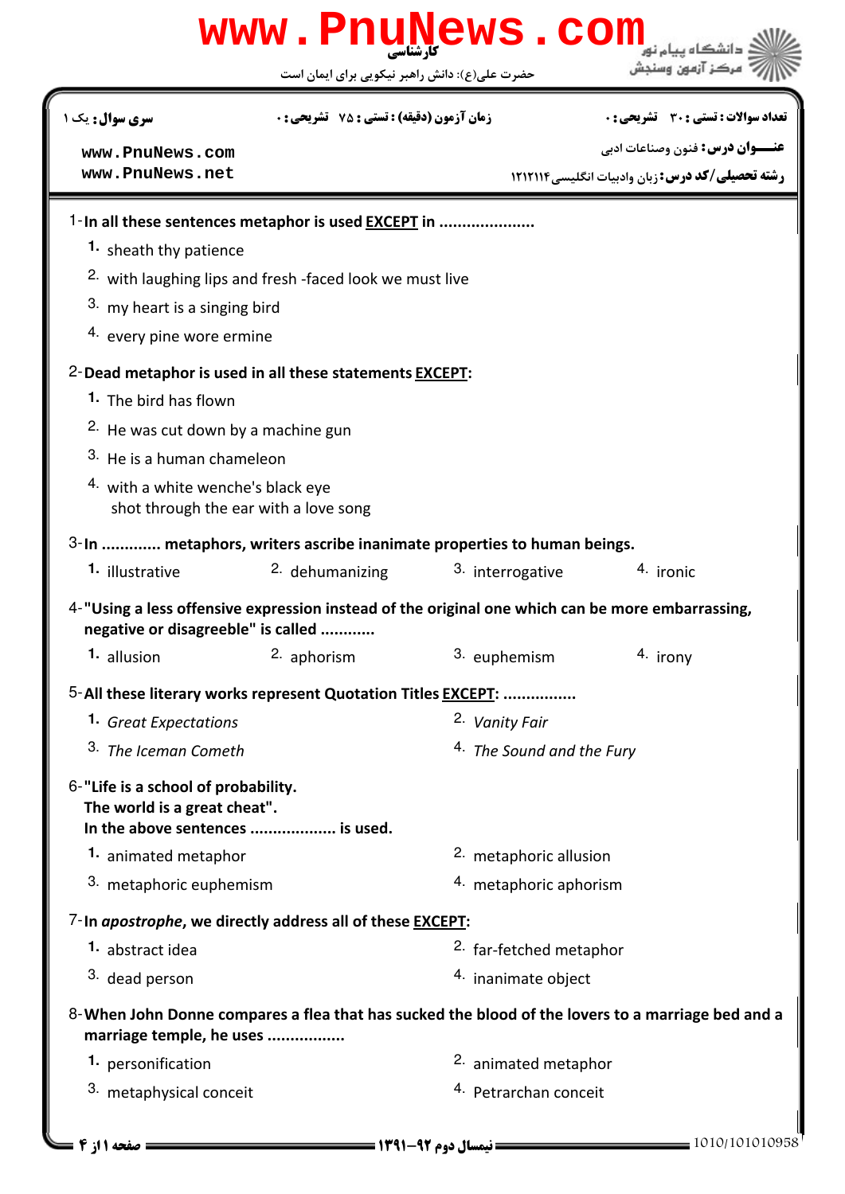کارشناسی

حضرت علی(ع): دانش راهبر نیکویی برای ایمان است

دانشگاه پیام نور
مرکز آزمون وسنجش

**سری سوال:** یک ۱

**زمان آزمون (دقیقه) : تستی :** ۷۵ **تشریحی :** ۰

**تعداد سوالات : تستی :** ۳۰ **تشریحی :** ۰

www.PnuNews.com
www.PnuNews.net

**عنـــوان درس:** فنون وصناعات ادبی

**رشته تحصیلی/کد درس:** زبان وادبیات انگلیسی ۱۲۱۲۱۱۴

1-**In all these sentences metaphor is used EXCEPT in ....................**

1. sheath thy patience
2. with laughing lips and fresh -faced look we must live
3. my heart is a singing bird
4. every pine wore ermine

2-**Dead metaphor is used in all these statements EXCEPT:**

1. The bird has flown
2. He was cut down by a machine gun
3. He is a human chameleon
4. with a white wenche's black eye
   shot through the ear with a love song

3-**In ............ metaphors, writers ascribe inanimate properties to human beings.**

1. illustrative
2. dehumanizing
3. interrogative
4. ironic

4-**"Using a less offensive expression instead of the original one which can be more embarrassing, negative or disagreeble" is called ...........**

1. allusion
2. aphorism
3. euphemism
4. irony

5-**All these literary works represent Quotation Titles EXCEPT: ................**

1. *Great Expectations*
2. *Vanity Fair*
3. *The Iceman Cometh*
4. *The Sound and the Fury*

6-**"Life is a school of probability.**
**The world is a great cheat".**
**In the above sentences .................. is used.**

1. animated metaphor
2. metaphoric allusion
3. metaphoric euphemism
4. metaphoric aphorism

7-**In *apostrophe*, we directly address all of these EXCEPT:**

1. abstract idea
2. far-fetched metaphor
3. dead person
4. inanimate object

8-**When John Donne compares a flea that has sucked the blood of the lovers to a marriage bed and a marriage temple, he uses ................**

1. personification
2. animated metaphor
3. metaphysical conceit
4. Petrarchan conceit

نیمسال دوم ۹۲-۱۳۹۱

1010/101010958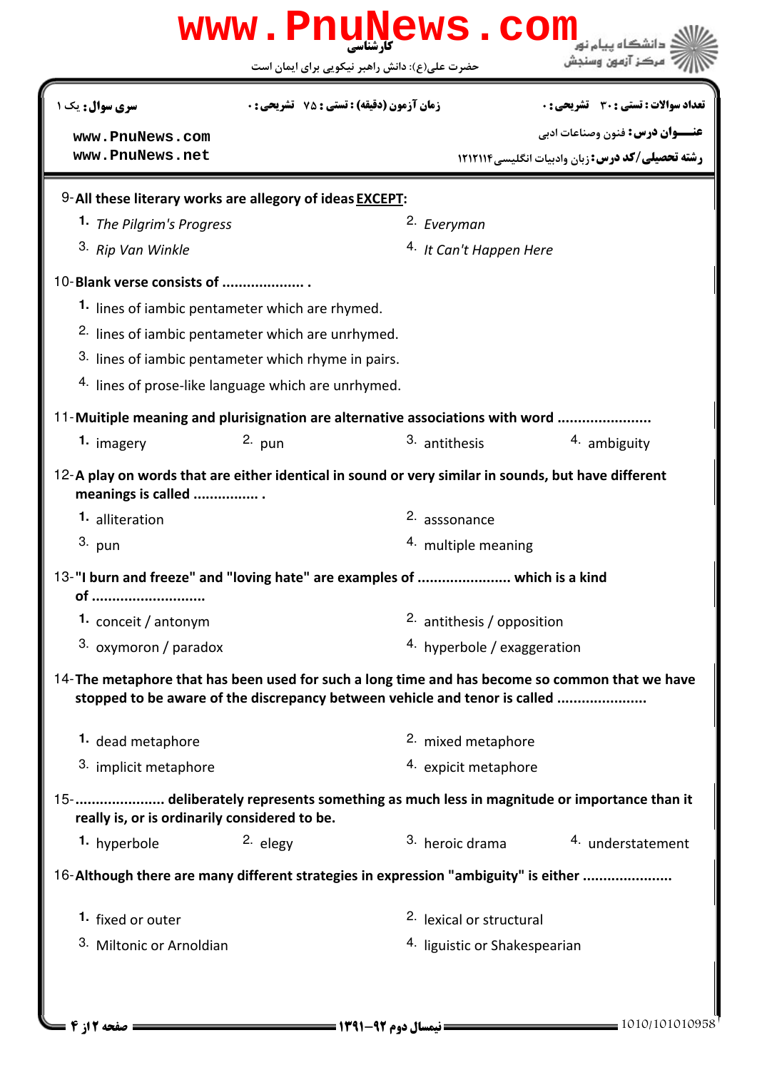کارشناسی

حضرت علی(ع): دانش راهبر نیکویی برای ایمان است

| تعداد سوالات : تستی : ۳۰ تشریحی : ۰ | زمان آزمون (دقیقه) : تستی : ۷۵ تشریحی : ۰ | سری سوال : یک ۱ |
|---|---|---|

**عنـــوان درس:** فنون وصناعات ادبی

**رشته تحصیلی/کد درس:** زبان وادبیات انگلیسی ۱۲۱۲۱۱۴

9-**All these literary works are allegory of ideas EXCEPT:**

1. *The Pilgrim's Progress*
2. *Everyman*
3. *Rip Van Winkle*
4. *It Can't Happen Here*

10-**Blank verse consists of .................... .**

1. lines of iambic pentameter which are rhymed.
2. lines of iambic pentameter which are unrhymed.
3. lines of iambic pentameter which rhyme in pairs.
4. lines of prose-like language which are unrhymed.

11-**Muitiple meaning and plurisignation are alternative associations with word ......................**

1. imagery
2. pun
3. antithesis
4. ambiguity

12-**A play on words that are either identical in sound or very similar in sounds, but have different meanings is called ................ .**

1. alliteration
2. asssonance
3. pun
4. multiple meaning

13-**"I burn and freeze" and "loving hate" are examples of ...................... which is a kind of ...........................**

1. conceit / antonym
2. antithesis / opposition
3. oxymoron / paradox
4. hyperbole / exaggeration

14-**The metaphore that has been used for such a long time and has become so common that we have stopped to be aware of the discrepancy between vehicle and tenor is called .....................**

1. dead metaphore
2. mixed metaphore
3. implicit metaphore
4. expicit metaphore

15-**..................... deliberately represents something as much less in magnitude or importance than it really is, or is ordinarily considered to be.**

1. hyperbole
2. elegy
3. heroic drama
4. understatement

16-**Although there are many different strategies in expression "ambiguity" is either .....................**

1. fixed or outer
2. lexical or structural
3. Miltonic or Arnoldian
4. liguistic or Shakespearian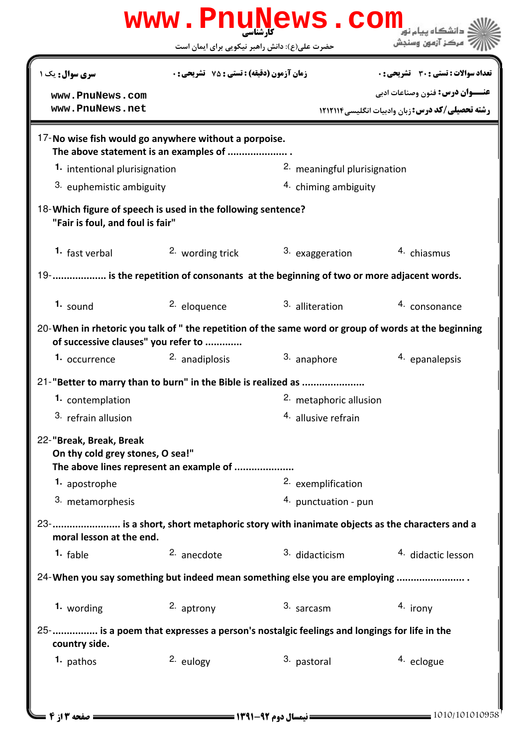17- **No wise fish would go anywhere without a porpoise.**
**The above statement is an examples of ..................... .**

1. intentional plurisignation
2. meaningful plurisignation
3. euphemistic ambiguity
4. chiming ambiguity

18- **Which figure of speech is used in the following sentence?**
**"Fair is foul, and foul is fair"**

1. fast verbal
2. wording trick
3. exaggeration
4. chiasmus

19- **.................. is the repetition of consonants at the beginning of two or more adjacent words.**

1. sound
2. eloquence
3. alliteration
4. consonance

20- **When in rhetoric you talk of " the repetition of the same word or group of words at the beginning of successive clauses" you refer to ............**

1. occurrence
2. anadiplosis
3. anaphore
4. epanalepsis

21- **"Better to marry than to burn" in the Bible is realized as .....................**

1. contemplation
2. metaphoric allusion
3. refrain allusion
4. allusive refrain

22- **"Break, Break, Break**
**On thy cold grey stones, O sea!"**
**The above lines represent an example of ....................**

1. apostrophe
2. exemplification
3. metamorphesis
4. punctuation - pun

23- **....................... is a short, short metaphoric story with inanimate objects as the characters and a moral lesson at the end.**

1. fable
2. anecdote
3. didacticism
4. didactic lesson

24- **When you say something but indeed mean something else you are employing ....................... .**

1. wording
2. aptrony
3. sarcasm
4. irony

25- **................ is a poem that expresses a person's nostalgic feelings and longings for life in the country side.**

1. pathos
2. eulogy
3. pastoral
4. eclogue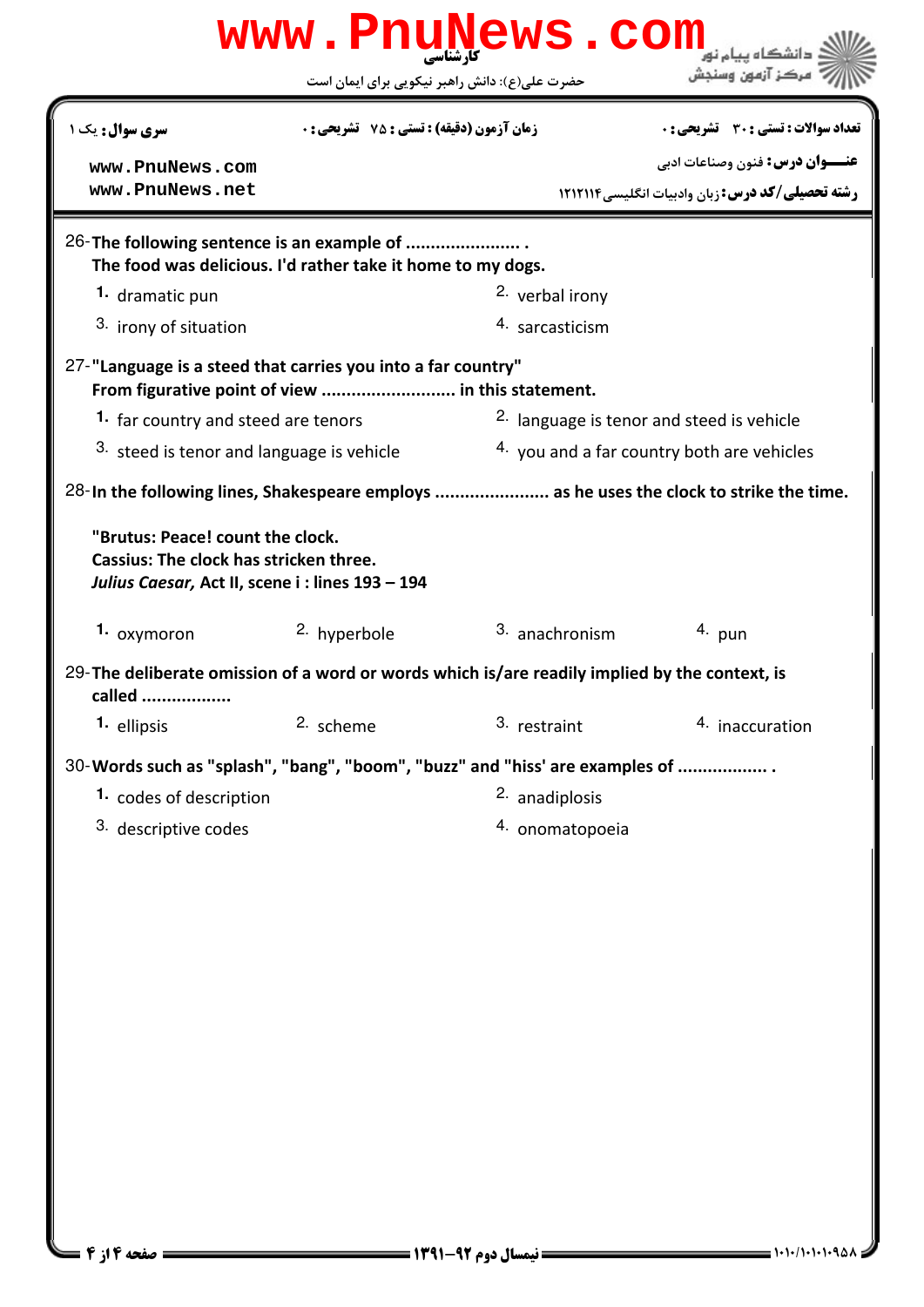26- **The following sentence is an example of ....................... .**
**The food was delicious. I'd rather take it home to my dogs.**

1. dramatic pun
2. verbal irony
3. irony of situation
4. sarcasticism

27- **"Language is a steed that carries you into a far country"**
**From figurative point of view .......................... in this statement.**

1. far country and steed are tenors
2. language is tenor and steed is vehicle
3. steed is tenor and language is vehicle
4. you and a far country both are vehicles

28- **In the following lines, Shakespeare employs ...................... as he uses the clock to strike the time.**

**"Brutus: Peace! count the clock.**
**Cassius: The clock has stricken three.**
***Julius Caesar,* Act II, scene i : lines 193 – 194**

1. oxymoron
2. hyperbole
3. anachronism
4. pun

29- **The deliberate omission of a word or words which is/are readily implied by the context, is called ..................**

1. ellipsis
2. scheme
3. restraint
4. inaccuration

30- **Words such as "splash", "bang", "boom", "buzz" and "hiss' are examples of .................. .**

1. codes of description
2. anadiplosis
3. descriptive codes
4. onomatopoeia